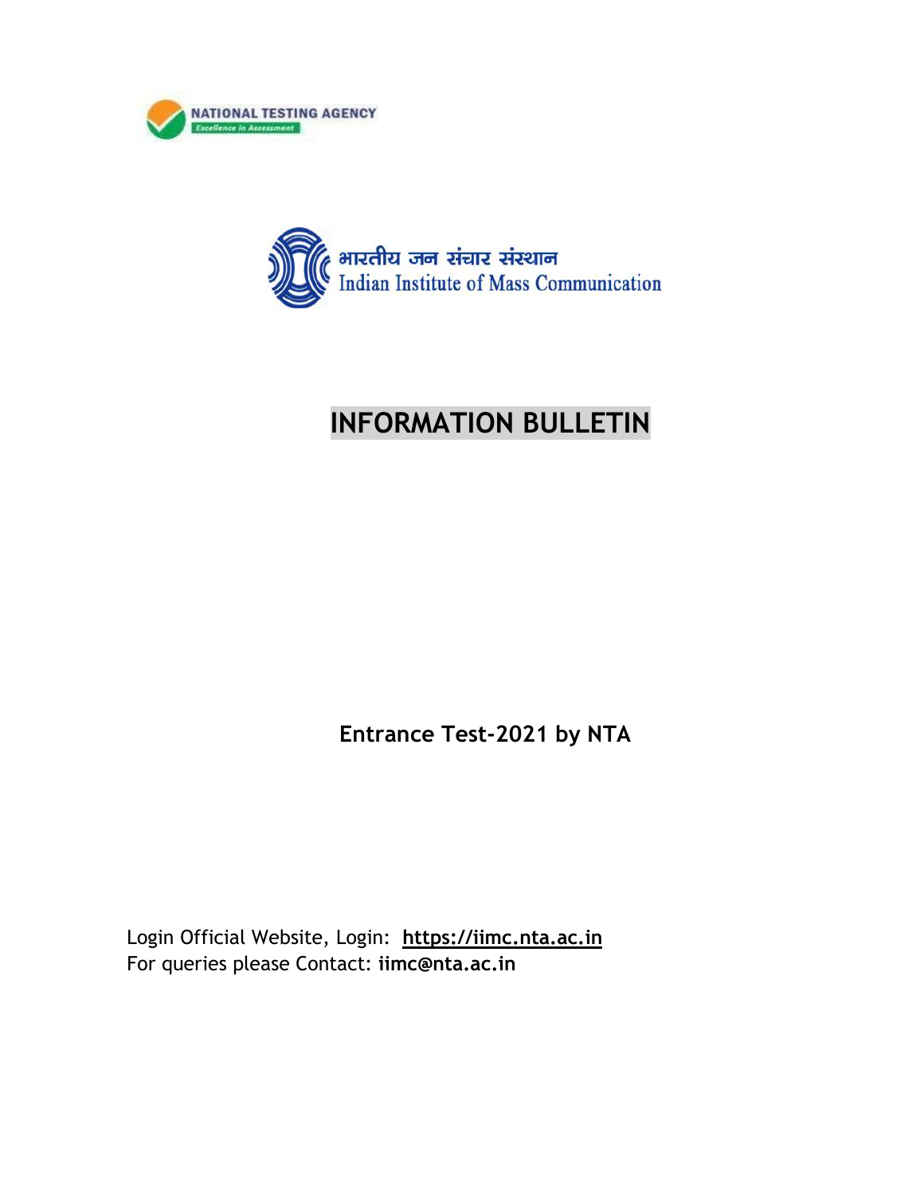NATIONAL TESTING AGENCY

*Excellence in Assessment*

भारतीय जन संचार संस्थान

Indian Institute of Mass Communication

# INFORMATION BULLETIN

**Entrance Test-2021 by NTA**

Login Official Website, Login: **https://iimc.nta.ac.in**

For queries please Contact: **iimc@nta.ac.in**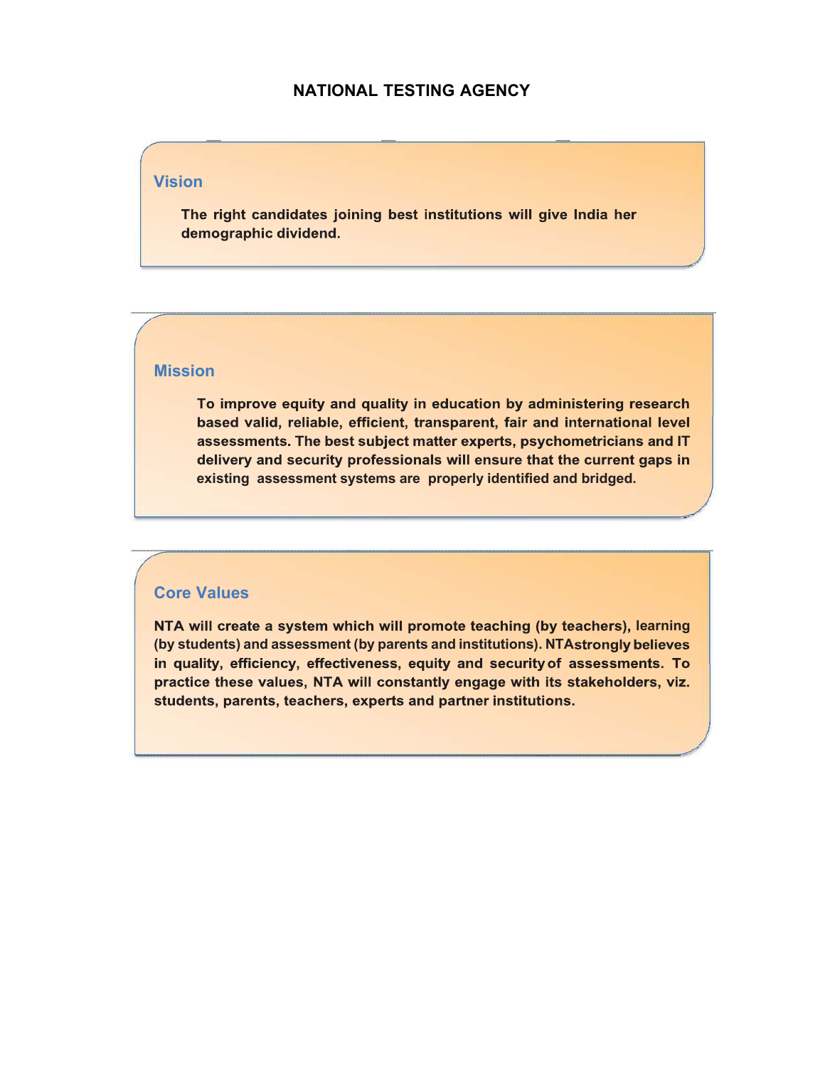# NATIONAL TESTING AGENCY

## Vision

**The right candidates joining best institutions will give India her demographic dividend.**

## Mission

**To improve equity and quality in education by administering research based valid, reliable, efficient, transparent, fair and international level assessments. The best subject matter experts, psychometricians and IT delivery and security professionals will ensure that the current gaps in existing assessment systems are properly identified and bridged.**

## Core Values

**NTA will create a system which will promote teaching (by teachers), learning (by students) and assessment (by parents and institutions). NTA strongly believes in quality, efficiency, effectiveness, equity and security of assessments. To practice these values, NTA will constantly engage with its stakeholders, viz. students, parents, teachers, experts and partner institutions.**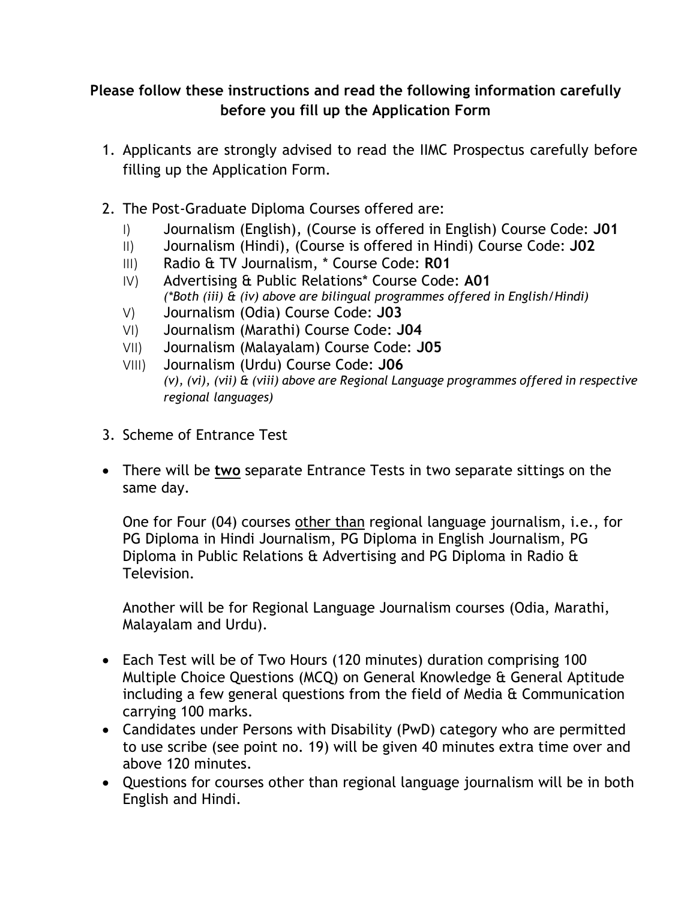**Please follow these instructions and read the following information carefully before you fill up the Application Form**

1. Applicants are strongly advised to read the IIMC Prospectus carefully before filling up the Application Form.

2. The Post-Graduate Diploma Courses offered are:
   I) Journalism (English), (Course is offered in English) Course Code: **J01**
   II) Journalism (Hindi), (Course is offered in Hindi) Course Code: **J02**
   III) Radio & TV Journalism, * Course Code: **R01**
   IV) Advertising & Public Relations* Course Code: **A01**
   *(*Both (iii) & (iv) above are bilingual programmes offered in English/Hindi)*
   V) Journalism (Odia) Course Code: **J03**
   VI) Journalism (Marathi) Course Code: **J04**
   VII) Journalism (Malayalam) Course Code: **J05**
   VIII) Journalism (Urdu) Course Code: **J06**
   *(v), (vi), (vii) & (viii) above are Regional Language programmes offered in respective regional languages)*

3. Scheme of Entrance Test

- There will be **<u>two</u>** separate Entrance Tests in two separate sittings on the same day.

  One for Four (04) courses <u>other than</u> regional language journalism, i.e., for PG Diploma in Hindi Journalism, PG Diploma in English Journalism, PG Diploma in Public Relations & Advertising and PG Diploma in Radio & Television.

  Another will be for Regional Language Journalism courses (Odia, Marathi, Malayalam and Urdu).

- Each Test will be of Two Hours (120 minutes) duration comprising 100 Multiple Choice Questions (MCQ) on General Knowledge & General Aptitude including a few general questions from the field of Media & Communication carrying 100 marks.
- Candidates under Persons with Disability (PwD) category who are permitted to use scribe (see point no. 19) will be given 40 minutes extra time over and above 120 minutes.
- Questions for courses other than regional language journalism will be in both English and Hindi.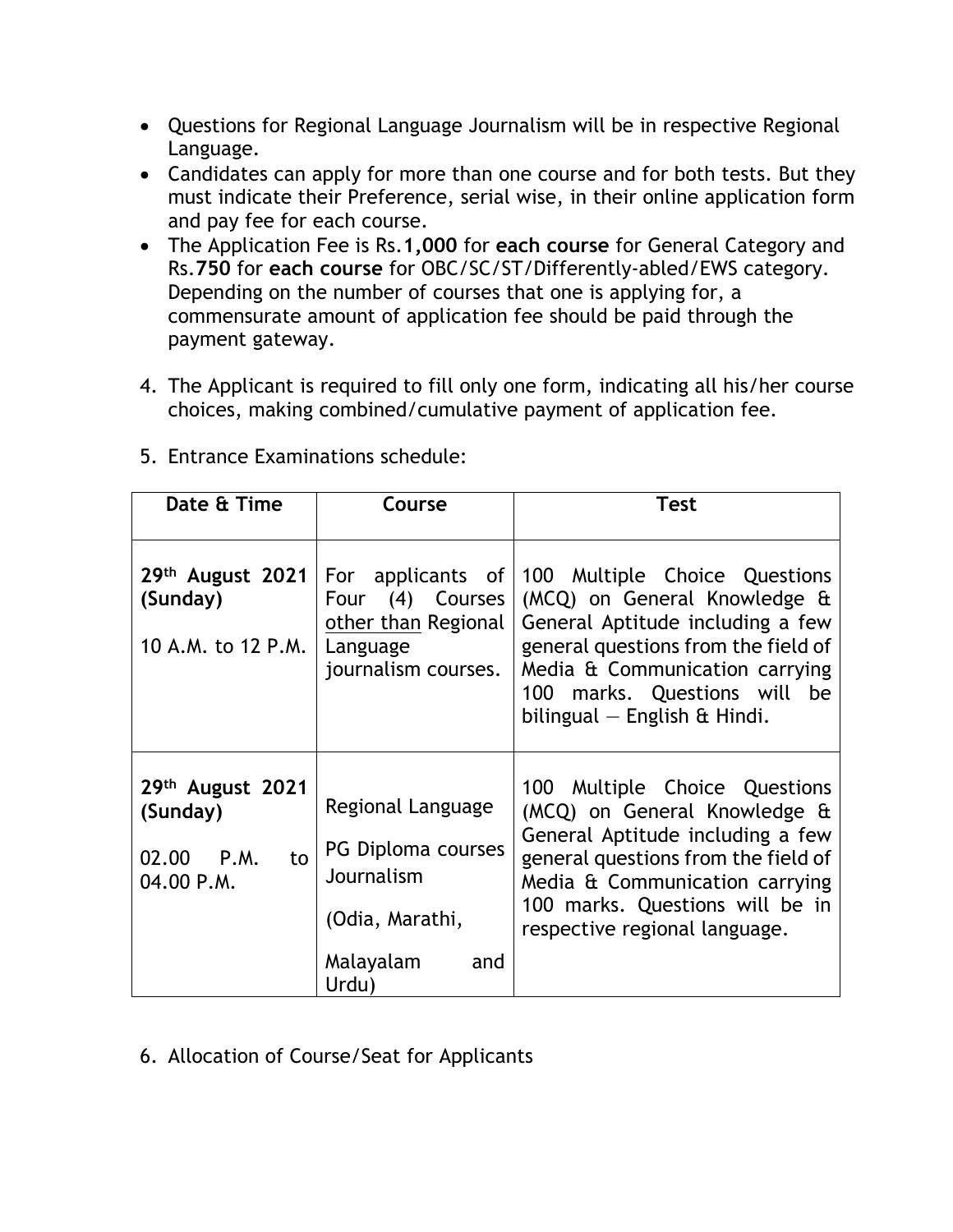- Questions for Regional Language Journalism will be in respective Regional Language.
- Candidates can apply for more than one course and for both tests. But they must indicate their Preference, serial wise, in their online application form and pay fee for each course.
- The Application Fee is Rs.**1,000** for **each course** for General Category and Rs.**750** for **each course** for OBC/SC/ST/Differently-abled/EWS category. Depending on the number of courses that one is applying for, a commensurate amount of application fee should be paid through the payment gateway.

4. The Applicant is required to fill only one form, indicating all his/her course choices, making combined/cumulative payment of application fee.

5. Entrance Examinations schedule:

| Date & Time | Course | Test |
|---|---|---|
| **29th August 2021 (Sunday)**<br>10 A.M. to 12 P.M. | For applicants of Four (4) Courses other than Regional Language journalism courses. | 100 Multiple Choice Questions (MCQ) on General Knowledge & General Aptitude including a few general questions from the field of Media & Communication carrying 100 marks. Questions will be bilingual — English & Hindi. |
| **29th August 2021 (Sunday)**<br>02.00 P.M. to 04.00 P.M. | Regional Language<br>PG Diploma courses Journalism<br>(Odia, Marathi,<br>Malayalam and Urdu) | 100 Multiple Choice Questions (MCQ) on General Knowledge & General Aptitude including a few general questions from the field of Media & Communication carrying 100 marks. Questions will be in respective regional language. |

6. Allocation of Course/Seat for Applicants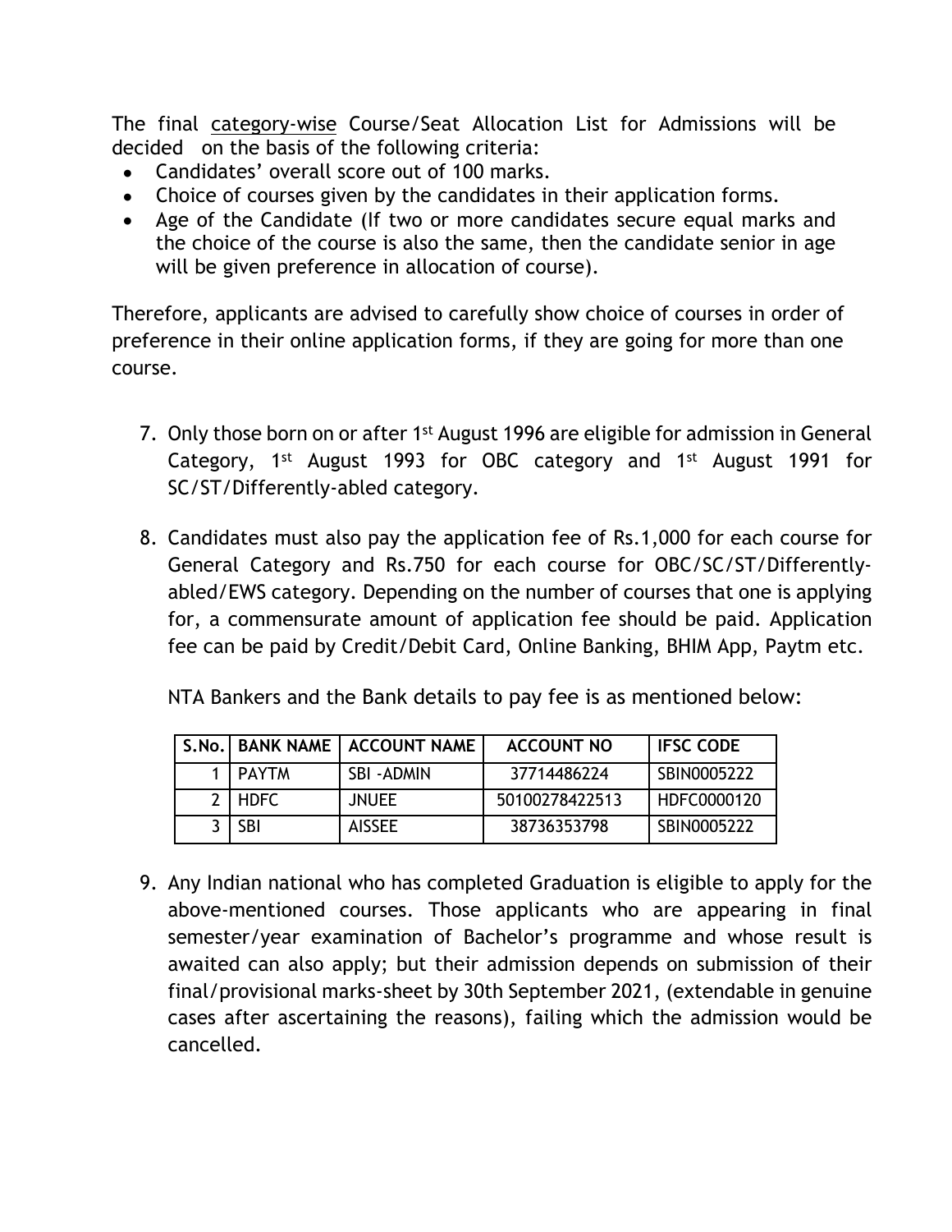The final category-wise Course/Seat Allocation List for Admissions will be decided on the basis of the following criteria:

- Candidates' overall score out of 100 marks.
- Choice of courses given by the candidates in their application forms.
- Age of the Candidate (If two or more candidates secure equal marks and the choice of the course is also the same, then the candidate senior in age will be given preference in allocation of course).

Therefore, applicants are advised to carefully show choice of courses in order of preference in their online application forms, if they are going for more than one course.

7. Only those born on or after 1st August 1996 are eligible for admission in General Category, 1st August 1993 for OBC category and 1st August 1991 for SC/ST/Differently-abled category.

8. Candidates must also pay the application fee of Rs.1,000 for each course for General Category and Rs.750 for each course for OBC/SC/ST/Differently-abled/EWS category. Depending on the number of courses that one is applying for, a commensurate amount of application fee should be paid. Application fee can be paid by Credit/Debit Card, Online Banking, BHIM App, Paytm etc.

   NTA Bankers and the Bank details to pay fee is as mentioned below:

| S.No. | BANK NAME | ACCOUNT NAME | ACCOUNT NO | IFSC CODE |
|---|---|---|---|---|
| 1 | PAYTM | SBI -ADMIN | 37714486224 | SBIN0005222 |
| 2 | HDFC | JNUEE | 50100278422513 | HDFC0000120 |
| 3 | SBI | AISSEE | 38736353798 | SBIN0005222 |

9. Any Indian national who has completed Graduation is eligible to apply for the above-mentioned courses. Those applicants who are appearing in final semester/year examination of Bachelor's programme and whose result is awaited can also apply; but their admission depends on submission of their final/provisional marks-sheet by 30th September 2021, (extendable in genuine cases after ascertaining the reasons), failing which the admission would be cancelled.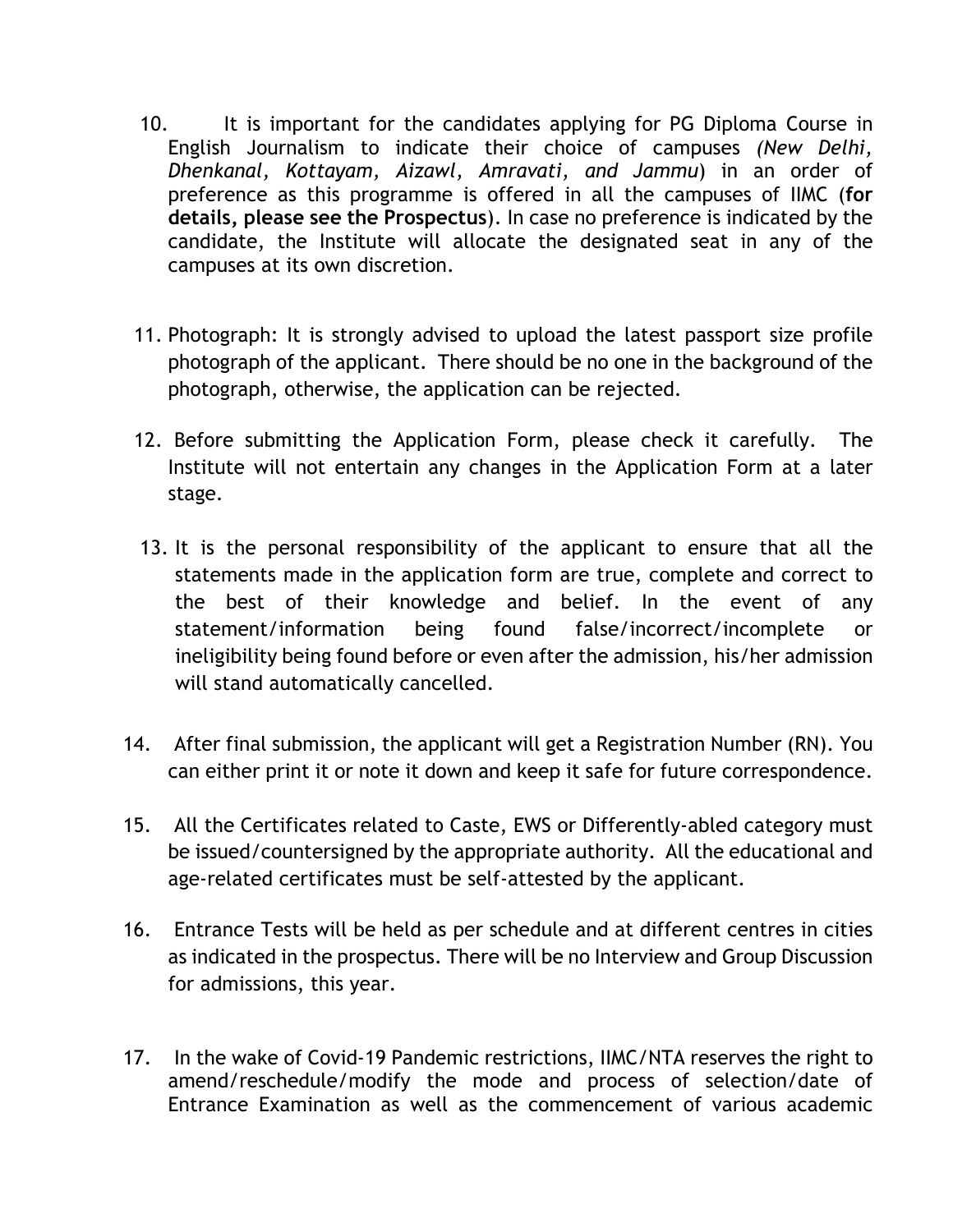10. It is important for the candidates applying for PG Diploma Course in English Journalism to indicate their choice of campuses *(New Delhi, Dhenkanal, Kottayam, Aizawl, Amravati, and Jammu*) in an order of preference as this programme is offered in all the campuses of IIMC (**for details, please see the Prospectus**). In case no preference is indicated by the candidate, the Institute will allocate the designated seat in any of the campuses at its own discretion.

11. Photograph: It is strongly advised to upload the latest passport size profile photograph of the applicant. There should be no one in the background of the photograph, otherwise, the application can be rejected.

12. Before submitting the Application Form, please check it carefully. The Institute will not entertain any changes in the Application Form at a later stage.

13. It is the personal responsibility of the applicant to ensure that all the statements made in the application form are true, complete and correct to the best of their knowledge and belief. In the event of any statement/information being found false/incorrect/incomplete or ineligibility being found before or even after the admission, his/her admission will stand automatically cancelled.

14. After final submission, the applicant will get a Registration Number (RN). You can either print it or note it down and keep it safe for future correspondence.

15. All the Certificates related to Caste, EWS or Differently-abled category must be issued/countersigned by the appropriate authority. All the educational and age-related certificates must be self-attested by the applicant.

16. Entrance Tests will be held as per schedule and at different centres in cities as indicated in the prospectus. There will be no Interview and Group Discussion for admissions, this year.

17. In the wake of Covid-19 Pandemic restrictions, IIMC/NTA reserves the right to amend/reschedule/modify the mode and process of selection/date of Entrance Examination as well as the commencement of various academic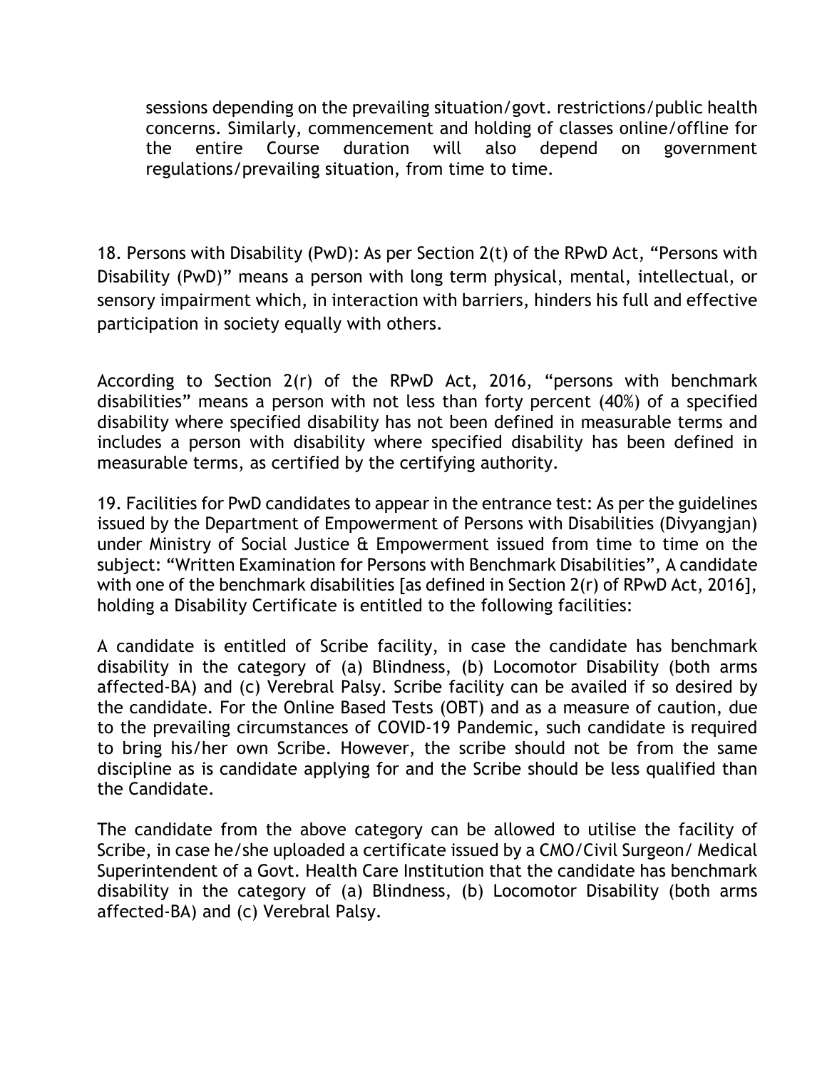sessions depending on the prevailing situation/govt. restrictions/public health concerns. Similarly, commencement and holding of classes online/offline for the entire Course duration will also depend on government regulations/prevailing situation, from time to time.

18. Persons with Disability (PwD): As per Section 2(t) of the RPwD Act, "Persons with Disability (PwD)" means a person with long term physical, mental, intellectual, or sensory impairment which, in interaction with barriers, hinders his full and effective participation in society equally with others.

According to Section 2(r) of the RPwD Act, 2016, "persons with benchmark disabilities" means a person with not less than forty percent (40%) of a specified disability where specified disability has not been defined in measurable terms and includes a person with disability where specified disability has been defined in measurable terms, as certified by the certifying authority.

19. Facilities for PwD candidates to appear in the entrance test: As per the guidelines issued by the Department of Empowerment of Persons with Disabilities (Divyangjan) under Ministry of Social Justice & Empowerment issued from time to time on the subject: "Written Examination for Persons with Benchmark Disabilities", A candidate with one of the benchmark disabilities [as defined in Section 2(r) of RPwD Act, 2016], holding a Disability Certificate is entitled to the following facilities:

A candidate is entitled of Scribe facility, in case the candidate has benchmark disability in the category of (a) Blindness, (b) Locomotor Disability (both arms affected-BA) and (c) Verebral Palsy. Scribe facility can be availed if so desired by the candidate. For the Online Based Tests (OBT) and as a measure of caution, due to the prevailing circumstances of COVID-19 Pandemic, such candidate is required to bring his/her own Scribe. However, the scribe should not be from the same discipline as is candidate applying for and the Scribe should be less qualified than the Candidate.

The candidate from the above category can be allowed to utilise the facility of Scribe, in case he/she uploaded a certificate issued by a CMO/Civil Surgeon/ Medical Superintendent of a Govt. Health Care Institution that the candidate has benchmark disability in the category of (a) Blindness, (b) Locomotor Disability (both arms affected-BA) and (c) Verebral Palsy.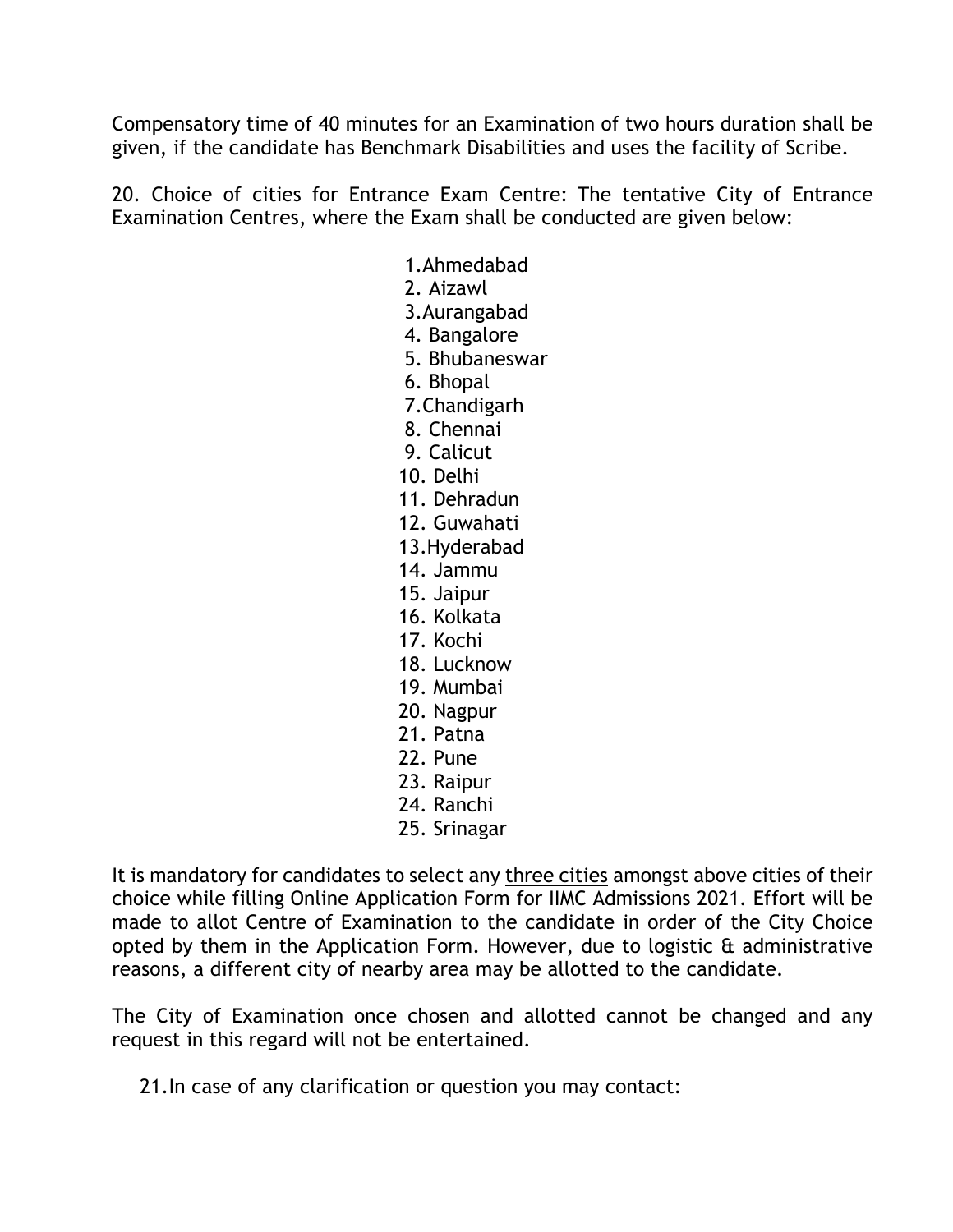Compensatory time of 40 minutes for an Examination of two hours duration shall be given, if the candidate has Benchmark Disabilities and uses the facility of Scribe.

20. Choice of cities for Entrance Exam Centre: The tentative City of Entrance Examination Centres, where the Exam shall be conducted are given below:

1. Ahmedabad
2. Aizawl
3. Aurangabad
4. Bangalore
5. Bhubaneswar
6. Bhopal
7. Chandigarh
8. Chennai
9. Calicut
10. Delhi
11. Dehradun
12. Guwahati
13. Hyderabad
14. Jammu
15. Jaipur
16. Kolkata
17. Kochi
18. Lucknow
19. Mumbai
20. Nagpur
21. Patna
22. Pune
23. Raipur
24. Ranchi
25. Srinagar

It is mandatory for candidates to select any <u>three cities</u> amongst above cities of their choice while filling Online Application Form for IIMC Admissions 2021. Effort will be made to allot Centre of Examination to the candidate in order of the City Choice opted by them in the Application Form. However, due to logistic & administrative reasons, a different city of nearby area may be allotted to the candidate.

The City of Examination once chosen and allotted cannot be changed and any request in this regard will not be entertained.

21. In case of any clarification or question you may contact: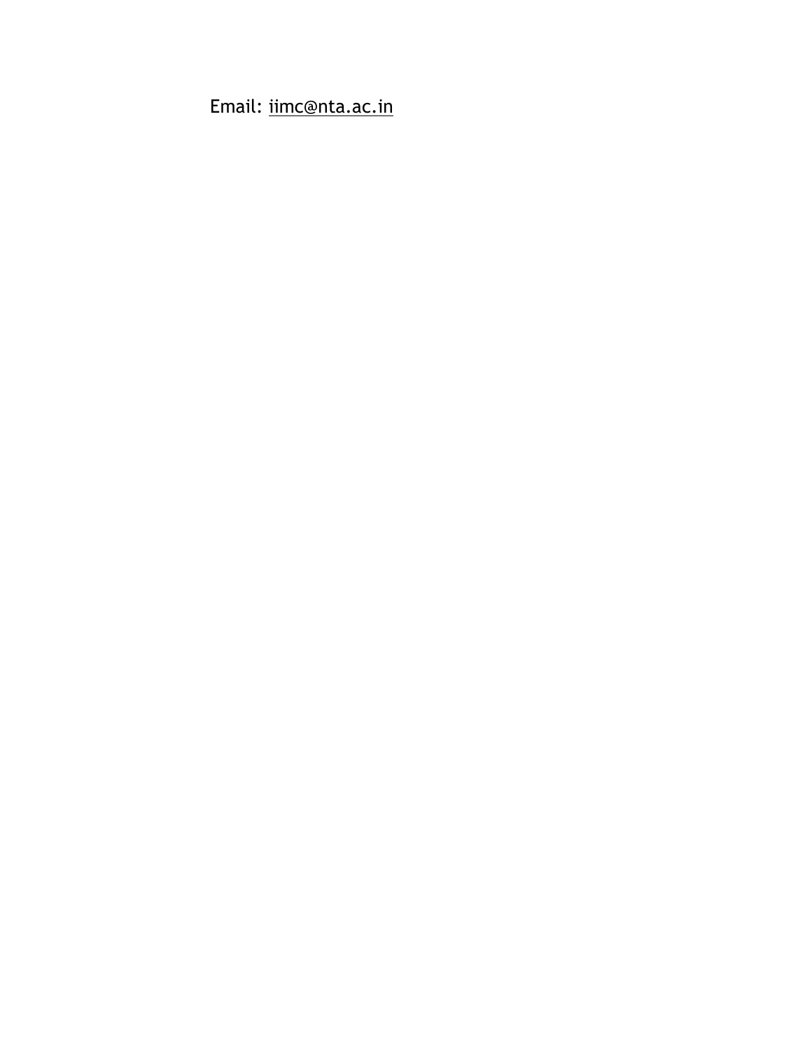Email: iimc@nta.ac.in